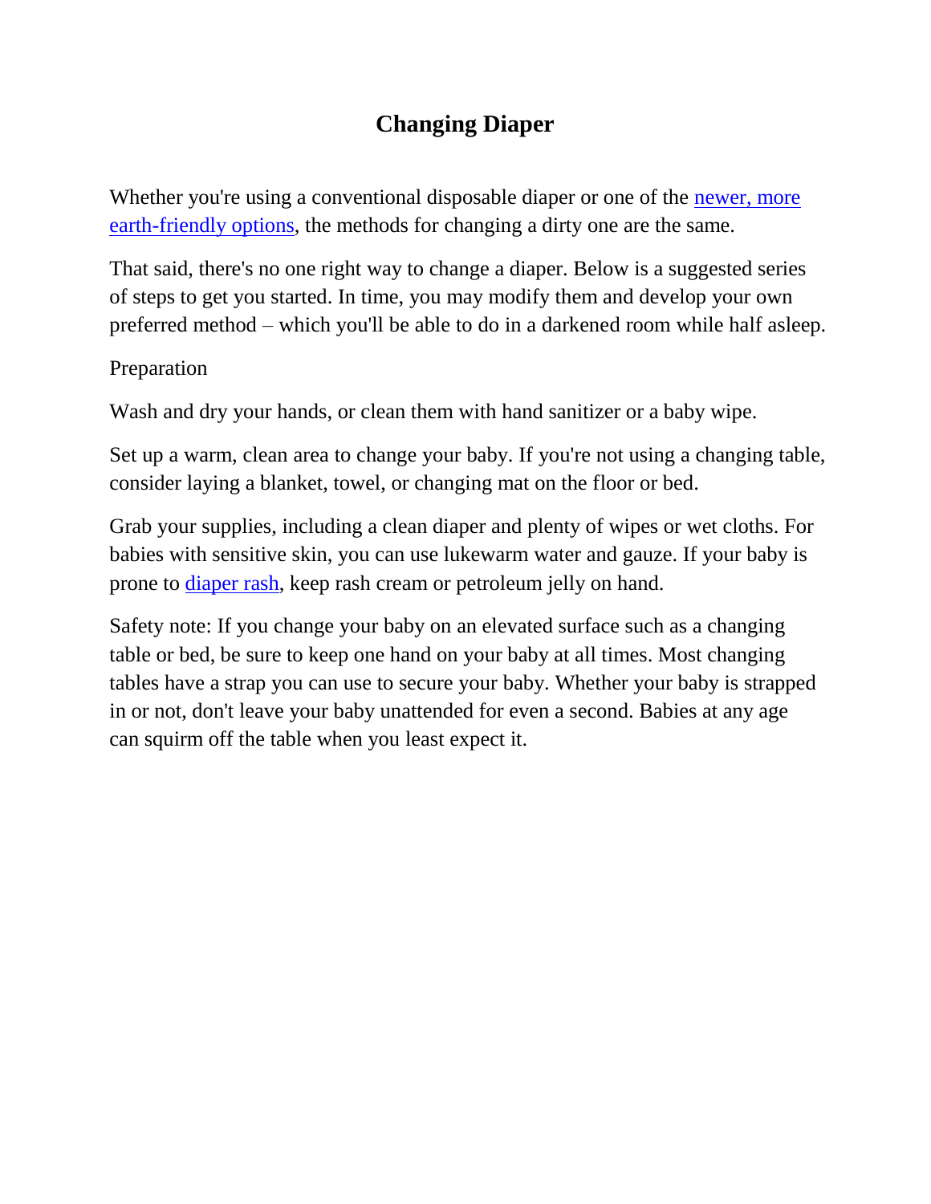# Changing Diaper

Whether you're using a conventional disposable diaper or one of the [newer, more earth-friendly options], the methods for changing a dirty one are the same.

That said, there's no one right way to change a diaper. Below is a suggested series of steps to get you started. In time, you may modify them and develop your own preferred method – which you'll be able to do in a darkened room while half asleep.

Preparation

Wash and dry your hands, or clean them with hand sanitizer or a baby wipe.

Set up a warm, clean area to change your baby. If you're not using a changing table, consider laying a blanket, towel, or changing mat on the floor or bed.

Grab your supplies, including a clean diaper and plenty of wipes or wet cloths. For babies with sensitive skin, you can use lukewarm water and gauze. If your baby is prone to [diaper rash], keep rash cream or petroleum jelly on hand.

Safety note: If you change your baby on an elevated surface such as a changing table or bed, be sure to keep one hand on your baby at all times. Most changing tables have a strap you can use to secure your baby. Whether your baby is strapped in or not, don't leave your baby unattended for even a second. Babies at any age can squirm off the table when you least expect it.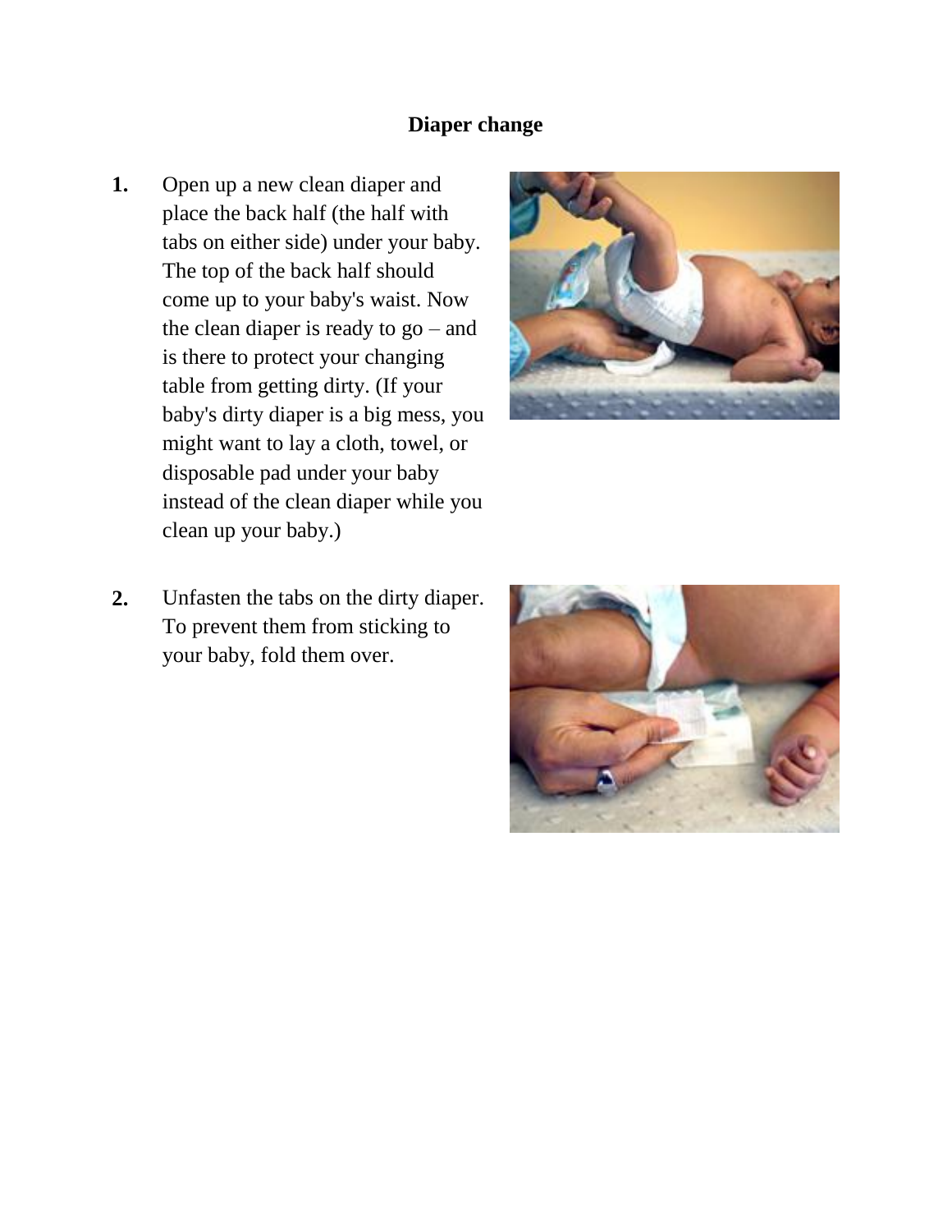## Diaper change

1. Open up a new clean diaper and place the back half (the half with tabs on either side) under your baby. The top of the back half should come up to your baby's waist. Now the clean diaper is ready to go – and is there to protect your changing table from getting dirty. (If your baby's dirty diaper is a big mess, you might want to lay a cloth, towel, or disposable pad under your baby instead of the clean diaper while you clean up your baby.)

2. Unfasten the tabs on the dirty diaper. To prevent them from sticking to your baby, fold them over.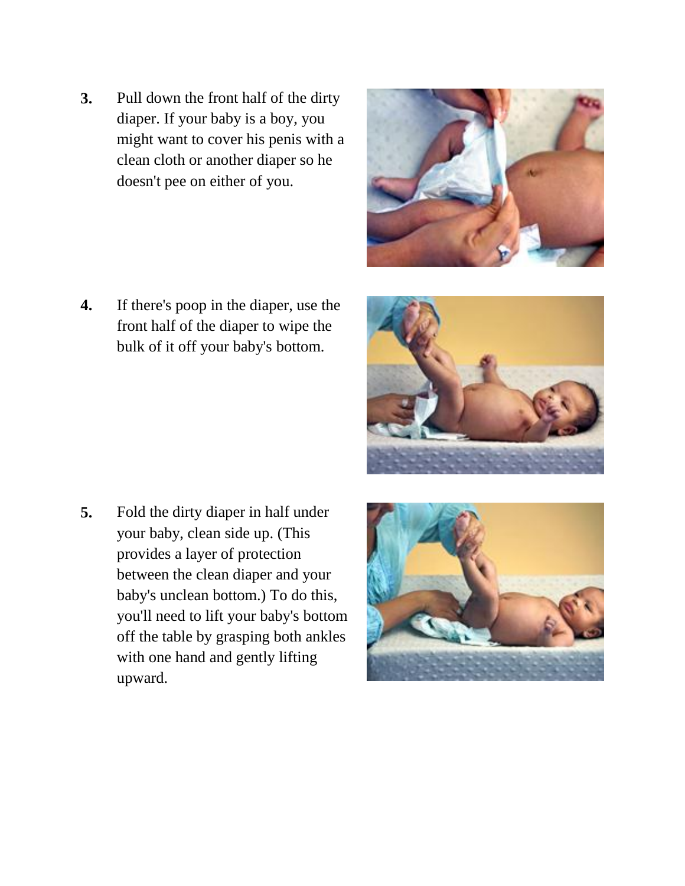3. Pull down the front half of the dirty diaper. If your baby is a boy, you might want to cover his penis with a clean cloth or another diaper so he doesn't pee on either of you.

4. If there's poop in the diaper, use the front half of the diaper to wipe the bulk of it off your baby's bottom.

5. Fold the dirty diaper in half under your baby, clean side up. (This provides a layer of protection between the clean diaper and your baby's unclean bottom.) To do this, you'll need to lift your baby's bottom off the table by grasping both ankles with one hand and gently lifting upward.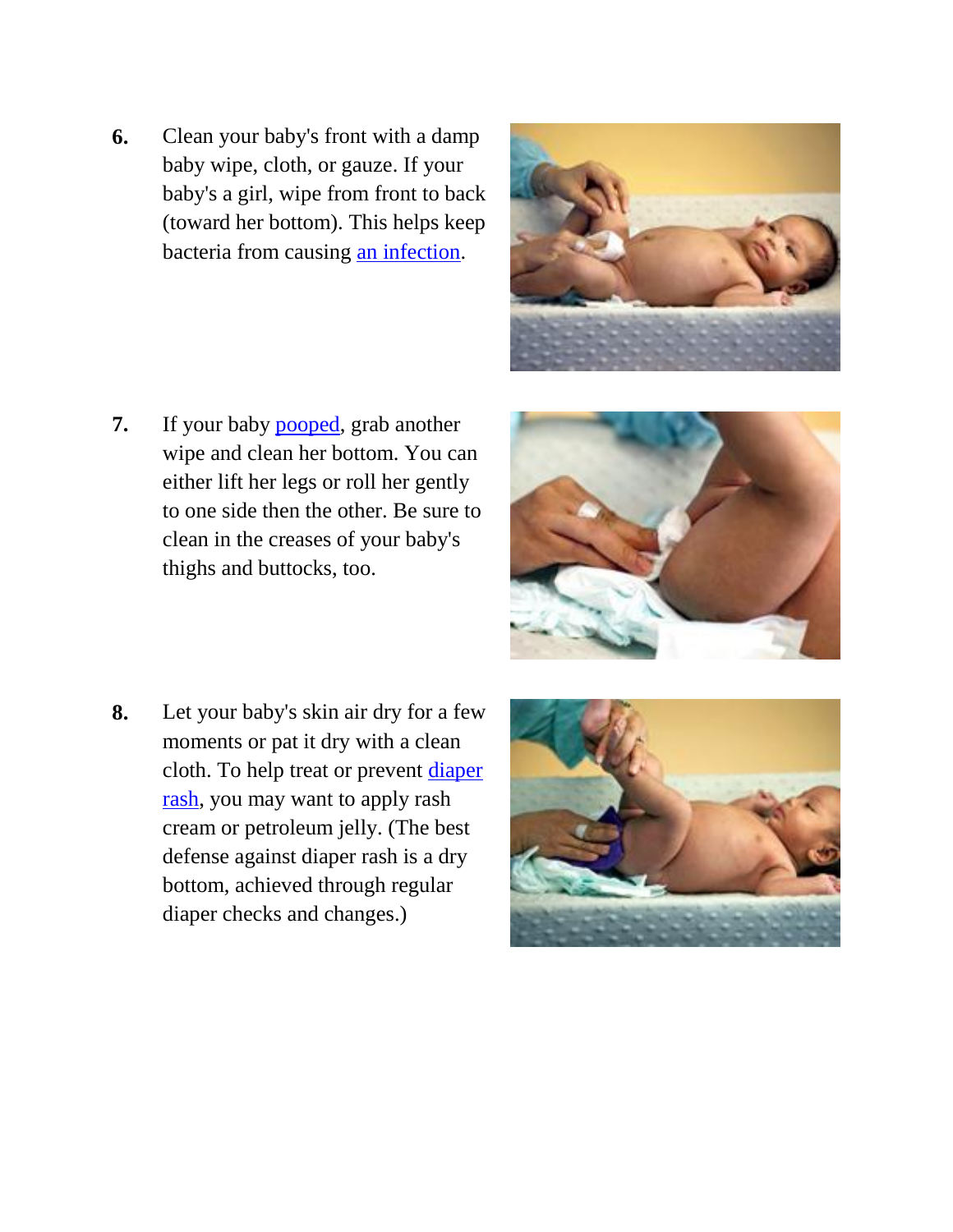6. Clean your baby's front with a damp baby wipe, cloth, or gauze. If your baby's a girl, wipe from front to back (toward her bottom). This helps keep bacteria from causing an infection.

7. If your baby pooped, grab another wipe and clean her bottom. You can either lift her legs or roll her gently to one side then the other. Be sure to clean in the creases of your baby's thighs and buttocks, too.

8. Let your baby's skin air dry for a few moments or pat it dry with a clean cloth. To help treat or prevent diaper rash, you may want to apply rash cream or petroleum jelly. (The best defense against diaper rash is a dry bottom, achieved through regular diaper checks and changes.)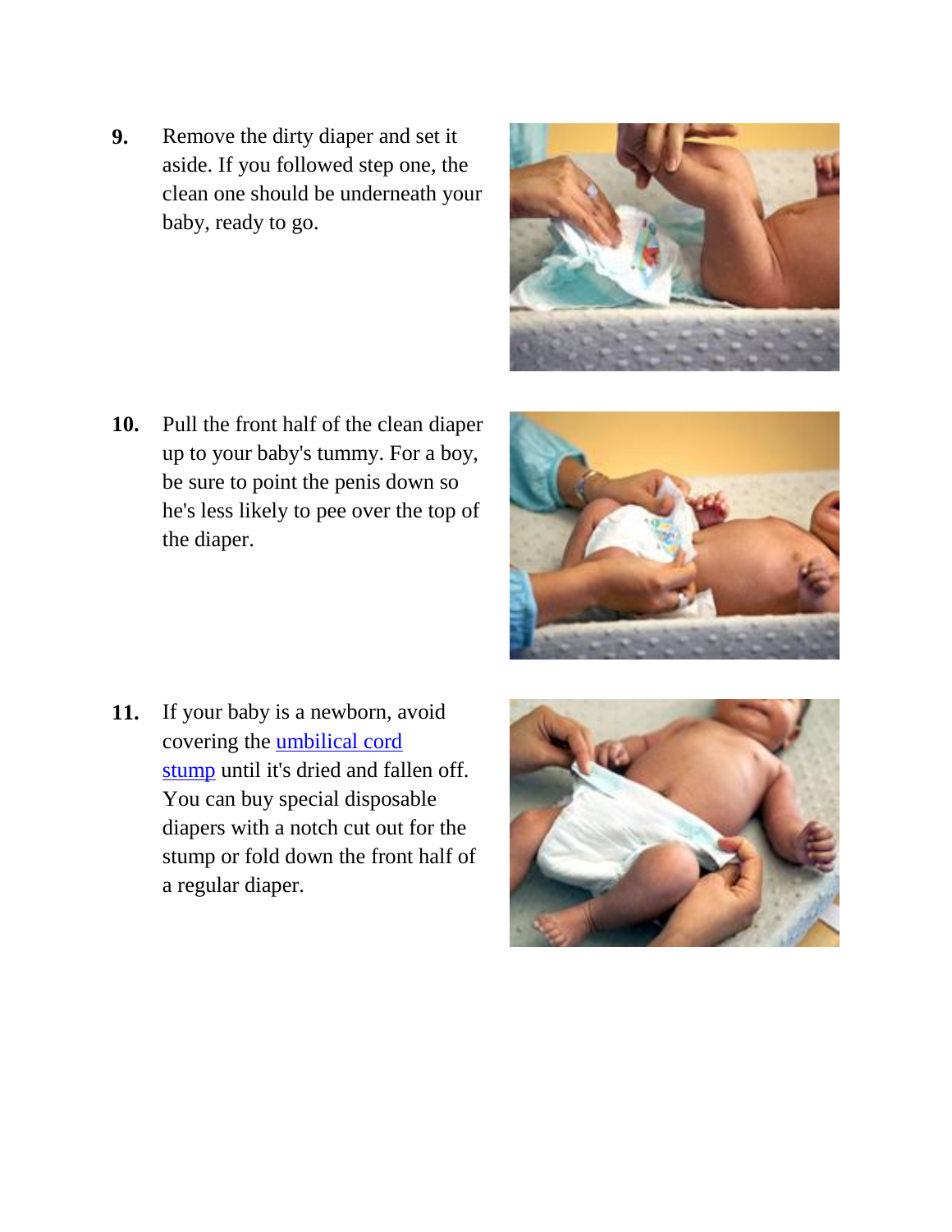9. Remove the dirty diaper and set it aside. If you followed step one, the clean one should be underneath your baby, ready to go.

10. Pull the front half of the clean diaper up to your baby's tummy. For a boy, be sure to point the penis down so he's less likely to pee over the top of the diaper.

11. If your baby is a newborn, avoid covering the umbilical cord stump until it's dried and fallen off. You can buy special disposable diapers with a notch cut out for the stump or fold down the front half of a regular diaper.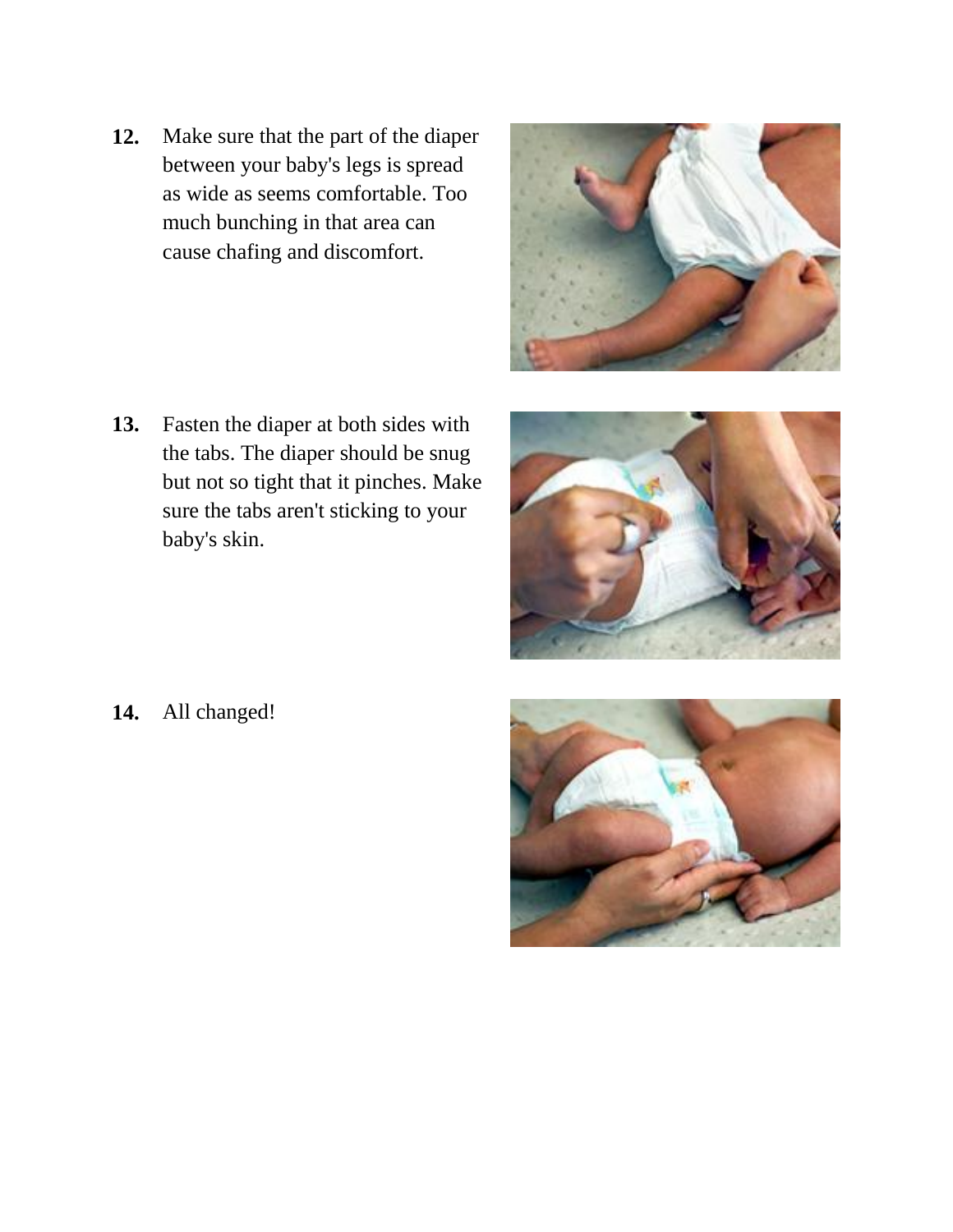12. Make sure that the part of the diaper between your baby's legs is spread as wide as seems comfortable. Too much bunching in that area can cause chafing and discomfort.

13. Fasten the diaper at both sides with the tabs. The diaper should be snug but not so tight that it pinches. Make sure the tabs aren't sticking to your baby's skin.

14. All changed!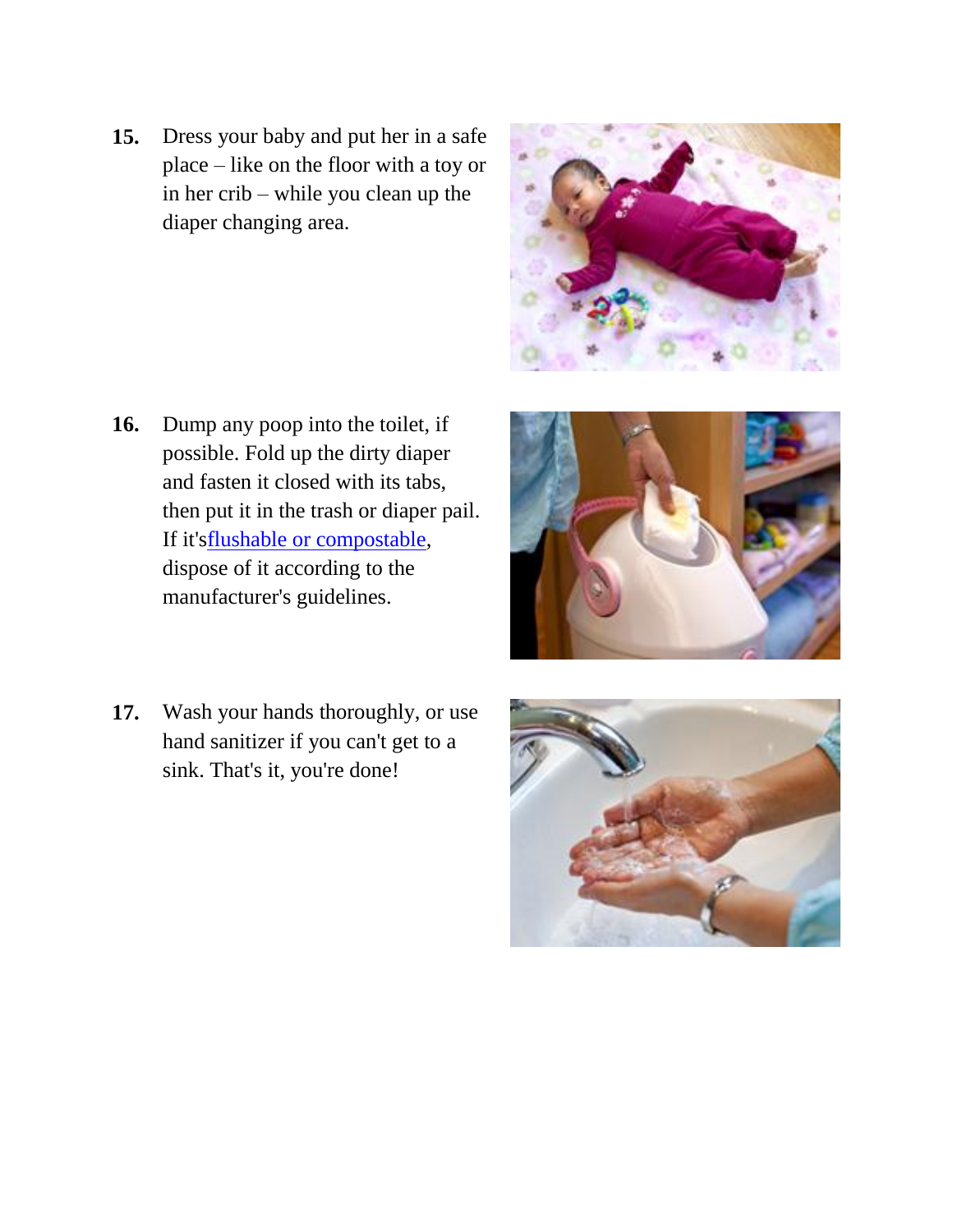15. Dress your baby and put her in a safe place – like on the floor with a toy or in her crib – while you clean up the diaper changing area.

16. Dump any poop into the toilet, if possible. Fold up the dirty diaper and fasten it closed with its tabs, then put it in the trash or diaper pail. If it'sflushable or compostable, dispose of it according to the manufacturer's guidelines.

17. Wash your hands thoroughly, or use hand sanitizer if you can't get to a sink. That's it, you're done!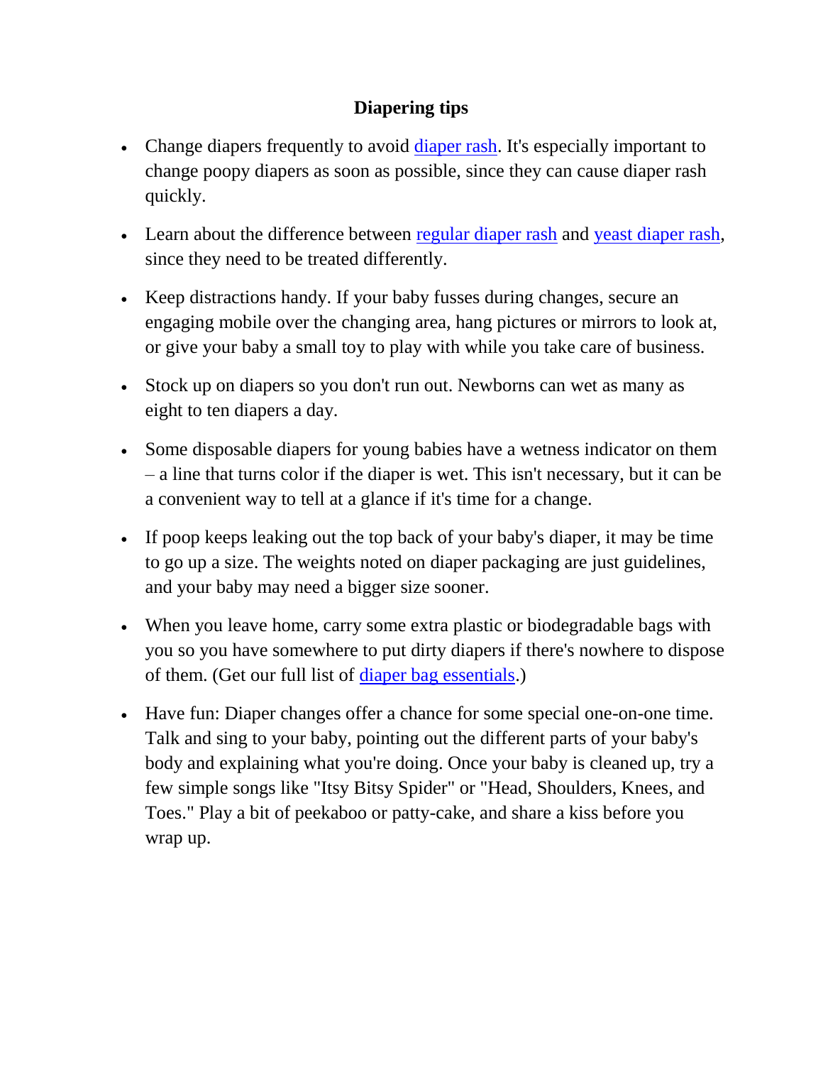## Diapering tips

- Change diapers frequently to avoid diaper rash. It's especially important to change poopy diapers as soon as possible, since they can cause diaper rash quickly.
- Learn about the difference between regular diaper rash and yeast diaper rash, since they need to be treated differently.
- Keep distractions handy. If your baby fusses during changes, secure an engaging mobile over the changing area, hang pictures or mirrors to look at, or give your baby a small toy to play with while you take care of business.
- Stock up on diapers so you don't run out. Newborns can wet as many as eight to ten diapers a day.
- Some disposable diapers for young babies have a wetness indicator on them – a line that turns color if the diaper is wet. This isn't necessary, but it can be a convenient way to tell at a glance if it's time for a change.
- If poop keeps leaking out the top back of your baby's diaper, it may be time to go up a size. The weights noted on diaper packaging are just guidelines, and your baby may need a bigger size sooner.
- When you leave home, carry some extra plastic or biodegradable bags with you so you have somewhere to put dirty diapers if there's nowhere to dispose of them. (Get our full list of diaper bag essentials.)
- Have fun: Diaper changes offer a chance for some special one-on-one time. Talk and sing to your baby, pointing out the different parts of your baby's body and explaining what you're doing. Once your baby is cleaned up, try a few simple songs like "Itsy Bitsy Spider" or "Head, Shoulders, Knees, and Toes." Play a bit of peekaboo or patty-cake, and share a kiss before you wrap up.